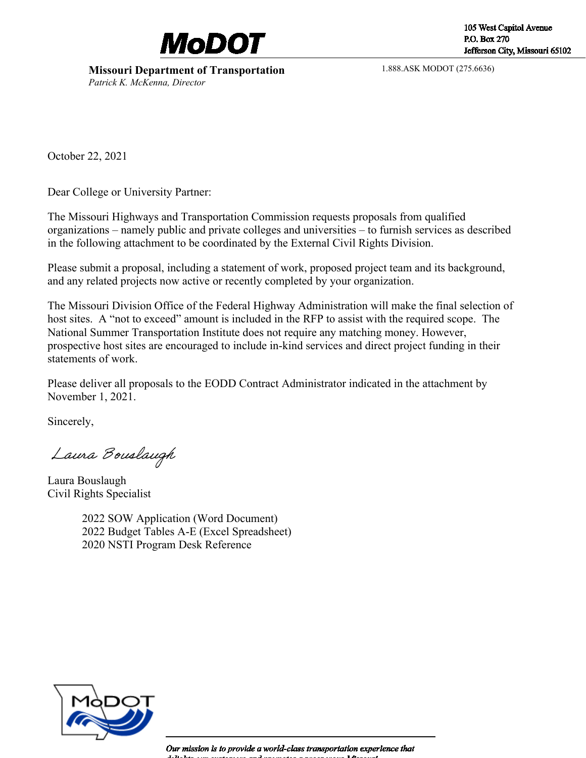**MoDOT**

105 West Capitol Avenue
P.O. Box 270
Jefferson City, Missouri 65102

**Missouri Department of Transportation**
*Patrick K. McKenna, Director*

1.888.ASK MODOT (275.6636)

October 22, 2021

Dear College or University Partner:

The Missouri Highways and Transportation Commission requests proposals from qualified organizations – namely public and private colleges and universities – to furnish services as described in the following attachment to be coordinated by the External Civil Rights Division.

Please submit a proposal, including a statement of work, proposed project team and its background, and any related projects now active or recently completed by your organization.

The Missouri Division Office of the Federal Highway Administration will make the final selection of host sites. A "not to exceed" amount is included in the RFP to assist with the required scope. The National Summer Transportation Institute does not require any matching money. However, prospective host sites are encouraged to include in-kind services and direct project funding in their statements of work.

Please deliver all proposals to the EODD Contract Administrator indicated in the attachment by November 1, 2021.

Sincerely,

*Laura Bouslaugh*

Laura Bouslaugh
Civil Rights Specialist

2022 SOW Application (Word Document)
2022 Budget Tables A-E (Excel Spreadsheet)
2020 NSTI Program Desk Reference

*Our mission is to provide a world-class transportation experience that delights our customers and promotes a prosperous Missouri.*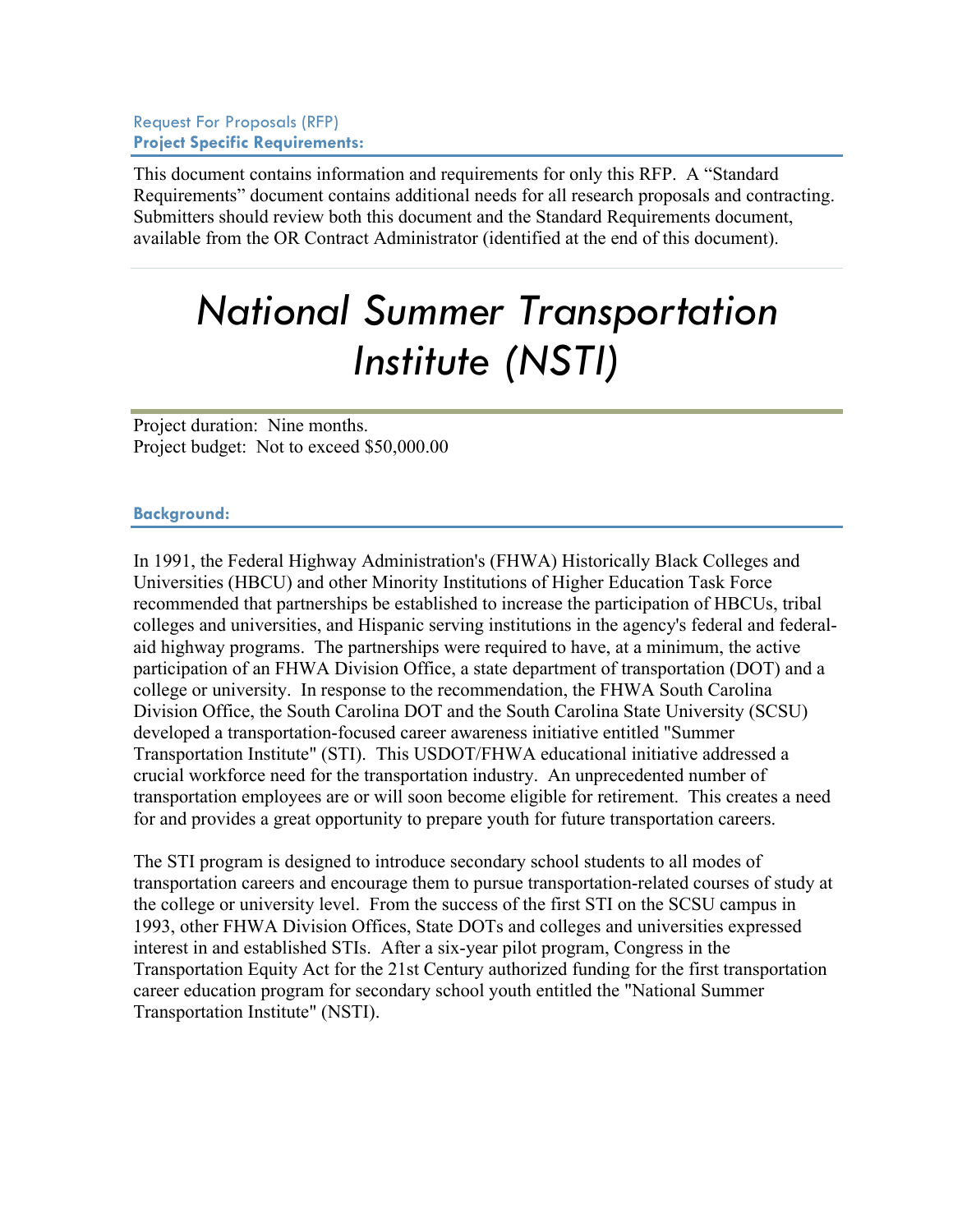Request For Proposals (RFP)
**Project Specific Requirements:**

This document contains information and requirements for only this RFP. A "Standard Requirements" document contains additional needs for all research proposals and contracting. Submitters should review both this document and the Standard Requirements document, available from the OR Contract Administrator (identified at the end of this document).

# *National Summer Transportation Institute (NSTI)*

Project duration: Nine months.
Project budget: Not to exceed $50,000.00

## Background:

In 1991, the Federal Highway Administration's (FHWA) Historically Black Colleges and Universities (HBCU) and other Minority Institutions of Higher Education Task Force recommended that partnerships be established to increase the participation of HBCUs, tribal colleges and universities, and Hispanic serving institutions in the agency's federal and federal-aid highway programs. The partnerships were required to have, at a minimum, the active participation of an FHWA Division Office, a state department of transportation (DOT) and a college or university. In response to the recommendation, the FHWA South Carolina Division Office, the South Carolina DOT and the South Carolina State University (SCSU) developed a transportation-focused career awareness initiative entitled "Summer Transportation Institute" (STI). This USDOT/FHWA educational initiative addressed a crucial workforce need for the transportation industry. An unprecedented number of transportation employees are or will soon become eligible for retirement. This creates a need for and provides a great opportunity to prepare youth for future transportation careers.

The STI program is designed to introduce secondary school students to all modes of transportation careers and encourage them to pursue transportation-related courses of study at the college or university level. From the success of the first STI on the SCSU campus in 1993, other FHWA Division Offices, State DOTs and colleges and universities expressed interest in and established STIs. After a six-year pilot program, Congress in the Transportation Equity Act for the 21st Century authorized funding for the first transportation career education program for secondary school youth entitled the "National Summer Transportation Institute" (NSTI).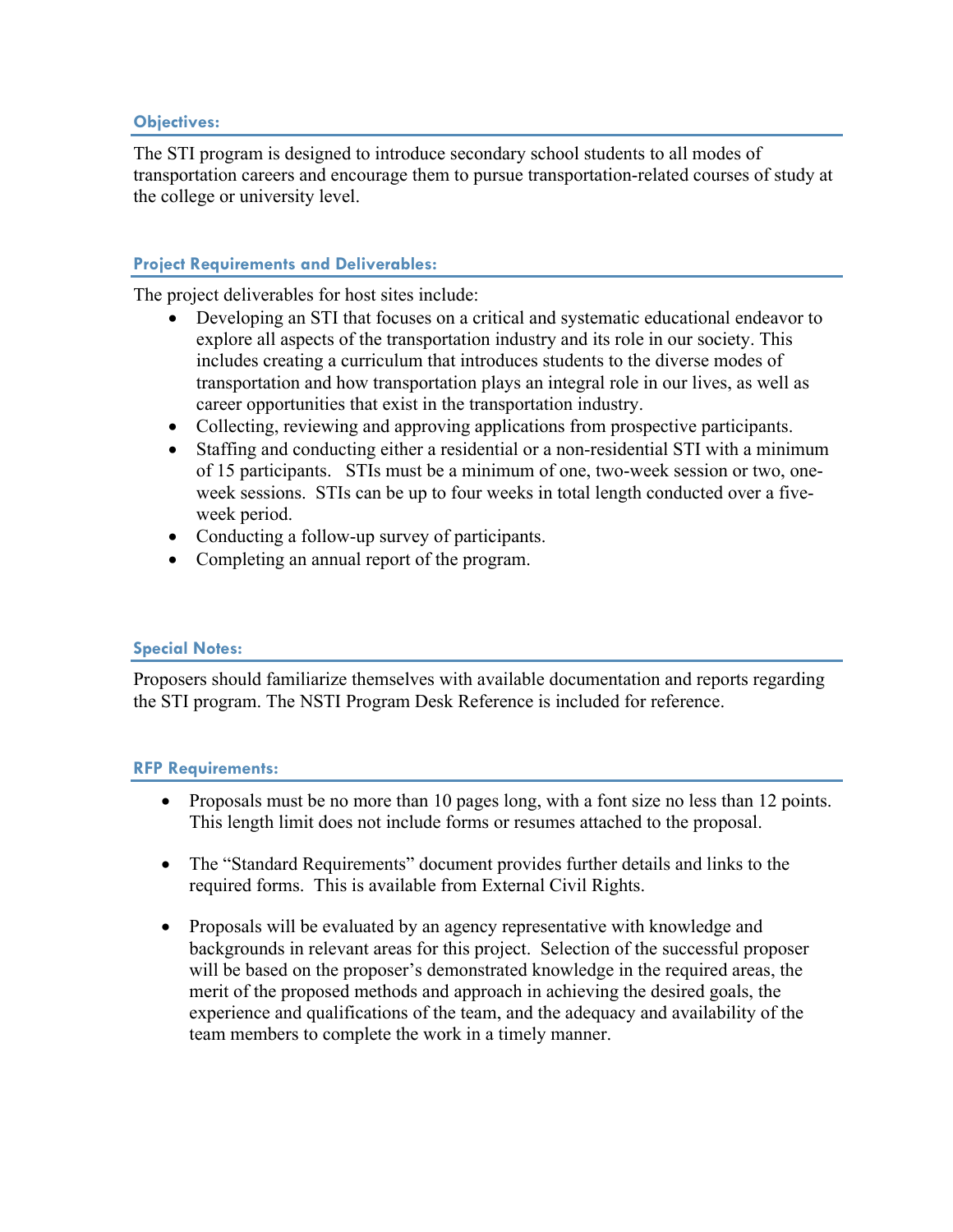### Objectives:

The STI program is designed to introduce secondary school students to all modes of transportation careers and encourage them to pursue transportation-related courses of study at the college or university level.

### Project Requirements and Deliverables:

The project deliverables for host sites include:

- Developing an STI that focuses on a critical and systematic educational endeavor to explore all aspects of the transportation industry and its role in our society. This includes creating a curriculum that introduces students to the diverse modes of transportation and how transportation plays an integral role in our lives, as well as career opportunities that exist in the transportation industry.
- Collecting, reviewing and approving applications from prospective participants.
- Staffing and conducting either a residential or a non-residential STI with a minimum of 15 participants. STIs must be a minimum of one, two-week session or two, one-week sessions. STIs can be up to four weeks in total length conducted over a five-week period.
- Conducting a follow-up survey of participants.
- Completing an annual report of the program.

### Special Notes:

Proposers should familiarize themselves with available documentation and reports regarding the STI program. The NSTI Program Desk Reference is included for reference.

### RFP Requirements:

- Proposals must be no more than 10 pages long, with a font size no less than 12 points. This length limit does not include forms or resumes attached to the proposal.
- The "Standard Requirements" document provides further details and links to the required forms. This is available from External Civil Rights.
- Proposals will be evaluated by an agency representative with knowledge and backgrounds in relevant areas for this project. Selection of the successful proposer will be based on the proposer's demonstrated knowledge in the required areas, the merit of the proposed methods and approach in achieving the desired goals, the experience and qualifications of the team, and the adequacy and availability of the team members to complete the work in a timely manner.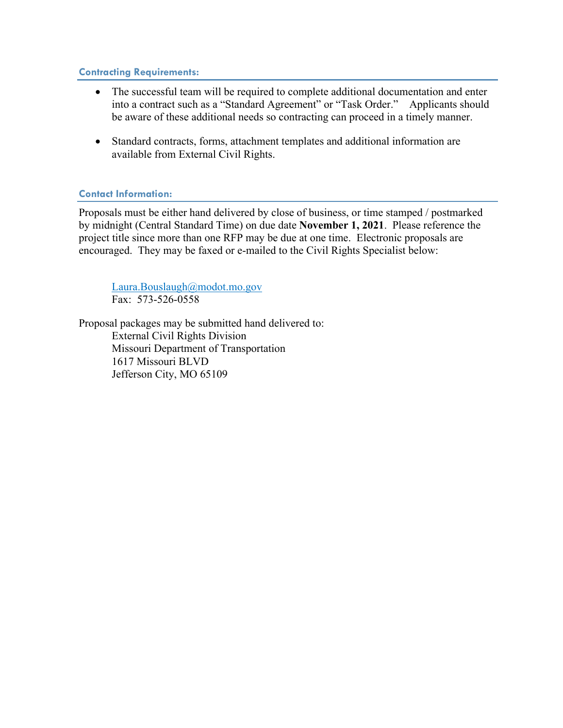### Contracting Requirements:

- The successful team will be required to complete additional documentation and enter into a contract such as a "Standard Agreement" or "Task Order." Applicants should be aware of these additional needs so contracting can proceed in a timely manner.
- Standard contracts, forms, attachment templates and additional information are available from External Civil Rights.

### Contact Information:

Proposals must be either hand delivered by close of business, or time stamped / postmarked by midnight (Central Standard Time) on due date **November 1, 2021**. Please reference the project title since more than one RFP may be due at one time. Electronic proposals are encouraged. They may be faxed or e-mailed to the Civil Rights Specialist below:

Laura.Bouslaugh@modot.mo.gov
Fax: 573-526-0558

Proposal packages may be submitted hand delivered to:

External Civil Rights Division
Missouri Department of Transportation
1617 Missouri BLVD
Jefferson City, MO 65109